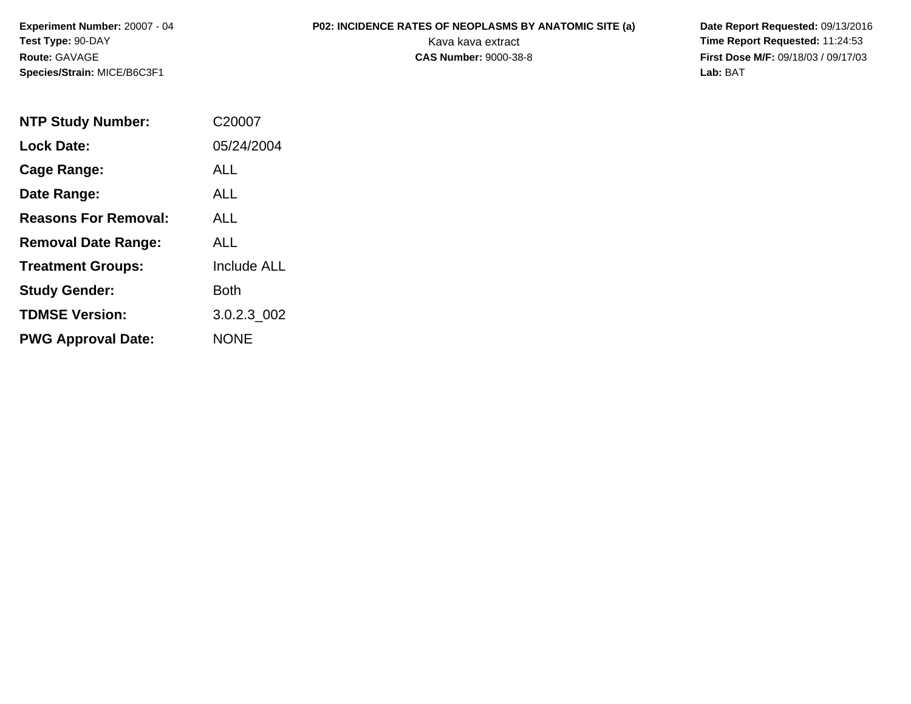**Experiment Number:** 20007 - 04
**Test Type:** 90-DAY
**Route:** GAVAGE
**Species/Strain:** MICE/B6C3F1

**P02: INCIDENCE RATES OF NEOPLASMS BY ANATOMIC SITE (a)**
Kava kava extract
**CAS Number:** 9000-38-8

**Date Report Requested:** 09/13/2016
**Time Report Requested:** 11:24:53
**First Dose M/F:** 09/18/03 / 09/17/03
**Lab:** BAT

| | |
|---|---|
| **NTP Study Number:** | C20007 |
| **Lock Date:** | 05/24/2004 |
| **Cage Range:** | ALL |
| **Date Range:** | ALL |
| **Reasons For Removal:** | ALL |
| **Removal Date Range:** | ALL |
| **Treatment Groups:** | Include ALL |
| **Study Gender:** | Both |
| **TDMSE Version:** | 3.0.2.3_002 |
| **PWG Approval Date:** | NONE |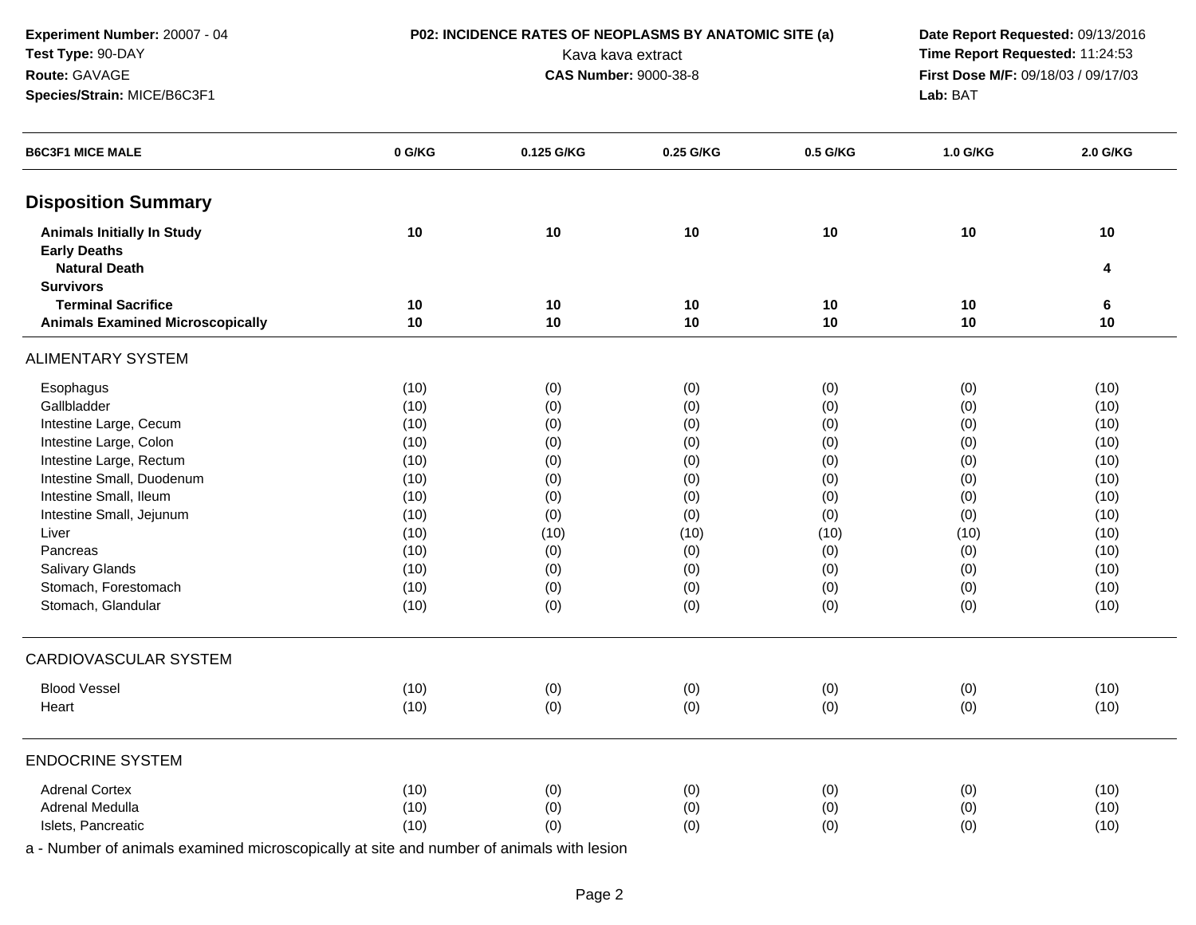**Experiment Number:** 20007 - 04
**Test Type:** 90-DAY
**Route:** GAVAGE
**Species/Strain:** MICE/B6C3F1

**P02: INCIDENCE RATES OF NEOPLASMS BY ANATOMIC SITE (a)**
Kava kava extract
**CAS Number:** 9000-38-8

**Date Report Requested:** 09/13/2016
**Time Report Requested:** 11:24:53
**First Dose M/F:** 09/18/03 / 09/17/03
**Lab:** BAT

| B6C3F1 MICE MALE | 0 G/KG | 0.125 G/KG | 0.25 G/KG | 0.5 G/KG | 1.0 G/KG | 2.0 G/KG |
|---|---|---|---|---|---|---|
| **Disposition Summary** | | | | | | |
| **Animals Initially In Study** | **10** | **10** | **10** | **10** | **10** | **10** |
| **Early Deaths** | | | | | | |
| **Natural Death** | | | | | | **4** |
| **Survivors** | | | | | | |
| **Terminal Sacrifice** | **10** | **10** | **10** | **10** | **10** | **6** |
| **Animals Examined Microscopically** | **10** | **10** | **10** | **10** | **10** | **10** |
| ALIMENTARY SYSTEM | | | | | | |
| Esophagus | (10) | (0) | (0) | (0) | (0) | (10) |
| Gallbladder | (10) | (0) | (0) | (0) | (0) | (10) |
| Intestine Large, Cecum | (10) | (0) | (0) | (0) | (0) | (10) |
| Intestine Large, Colon | (10) | (0) | (0) | (0) | (0) | (10) |
| Intestine Large, Rectum | (10) | (0) | (0) | (0) | (0) | (10) |
| Intestine Small, Duodenum | (10) | (0) | (0) | (0) | (0) | (10) |
| Intestine Small, Ileum | (10) | (0) | (0) | (0) | (0) | (10) |
| Intestine Small, Jejunum | (10) | (0) | (0) | (0) | (0) | (10) |
| Liver | (10) | (10) | (10) | (10) | (10) | (10) |
| Pancreas | (10) | (0) | (0) | (0) | (0) | (10) |
| Salivary Glands | (10) | (0) | (0) | (0) | (0) | (10) |
| Stomach, Forestomach | (10) | (0) | (0) | (0) | (0) | (10) |
| Stomach, Glandular | (10) | (0) | (0) | (0) | (0) | (10) |
| CARDIOVASCULAR SYSTEM | | | | | | |
| Blood Vessel | (10) | (0) | (0) | (0) | (0) | (10) |
| Heart | (10) | (0) | (0) | (0) | (0) | (10) |
| ENDOCRINE SYSTEM | | | | | | |
| Adrenal Cortex | (10) | (0) | (0) | (0) | (0) | (10) |
| Adrenal Medulla | (10) | (0) | (0) | (0) | (0) | (10) |
| Islets, Pancreatic | (10) | (0) | (0) | (0) | (0) | (10) |

a - Number of animals examined microscopically at site and number of animals with lesion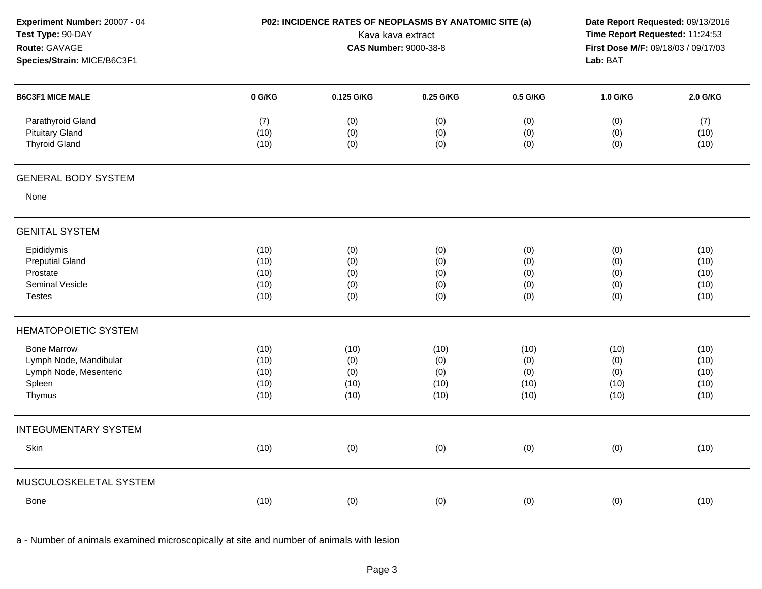**Experiment Number:** 20007 - 04
**Test Type:** 90-DAY
**Route:** GAVAGE
**Species/Strain:** MICE/B6C3F1

**P02: INCIDENCE RATES OF NEOPLASMS BY ANATOMIC SITE (a)**
Kava kava extract
**CAS Number:** 9000-38-8

**Date Report Requested:** 09/13/2016
**Time Report Requested:** 11:24:53
**First Dose M/F:** 09/18/03 / 09/17/03
**Lab:** BAT

| B6C3F1 MICE MALE | 0 G/KG | 0.125 G/KG | 0.25 G/KG | 0.5 G/KG | 1.0 G/KG | 2.0 G/KG |
|---|---|---|---|---|---|---|
| Parathyroid Gland | (7) | (0) | (0) | (0) | (0) | (7) |
| Pituitary Gland | (10) | (0) | (0) | (0) | (0) | (10) |
| Thyroid Gland | (10) | (0) | (0) | (0) | (0) | (10) |
| **GENERAL BODY SYSTEM** | | | | | | |
| None | | | | | | |
| **GENITAL SYSTEM** | | | | | | |
| Epididymis | (10) | (0) | (0) | (0) | (0) | (10) |
| Preputial Gland | (10) | (0) | (0) | (0) | (0) | (10) |
| Prostate | (10) | (0) | (0) | (0) | (0) | (10) |
| Seminal Vesicle | (10) | (0) | (0) | (0) | (0) | (10) |
| Testes | (10) | (0) | (0) | (0) | (0) | (10) |
| **HEMATOPOIETIC SYSTEM** | | | | | | |
| Bone Marrow | (10) | (10) | (10) | (10) | (10) | (10) |
| Lymph Node, Mandibular | (10) | (0) | (0) | (0) | (0) | (10) |
| Lymph Node, Mesenteric | (10) | (0) | (0) | (0) | (0) | (10) |
| Spleen | (10) | (10) | (10) | (10) | (10) | (10) |
| Thymus | (10) | (10) | (10) | (10) | (10) | (10) |
| **INTEGUMENTARY SYSTEM** | | | | | | |
| Skin | (10) | (0) | (0) | (0) | (0) | (10) |
| **MUSCULOSKELETAL SYSTEM** | | | | | | |
| Bone | (10) | (0) | (0) | (0) | (0) | (10) |

a - Number of animals examined microscopically at site and number of animals with lesion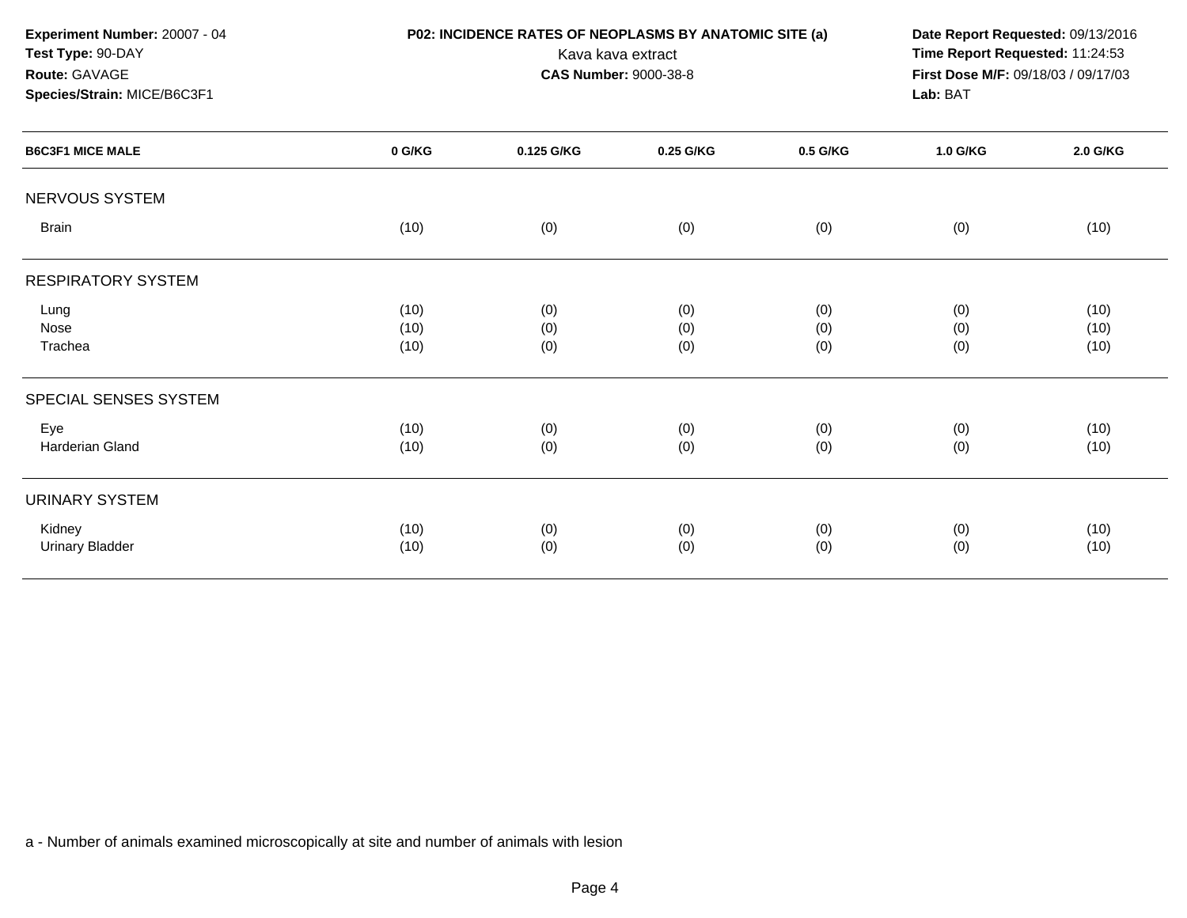**Experiment Number:** 20007 - 04
**Test Type:** 90-DAY
**Route:** GAVAGE
**Species/Strain:** MICE/B6C3F1

**P02: INCIDENCE RATES OF NEOPLASMS BY ANATOMIC SITE (a)**
Kava kava extract
**CAS Number:** 9000-38-8

**Date Report Requested:** 09/13/2016
**Time Report Requested:** 11:24:53
**First Dose M/F:** 09/18/03 / 09/17/03
**Lab:** BAT

| B6C3F1 MICE MALE | 0 G/KG | 0.125 G/KG | 0.25 G/KG | 0.5 G/KG | 1.0 G/KG | 2.0 G/KG |
|---|---|---|---|---|---|---|
| NERVOUS SYSTEM | | | | | | |
| Brain | (10) | (0) | (0) | (0) | (0) | (10) |
| RESPIRATORY SYSTEM | | | | | | |
| Lung | (10) | (0) | (0) | (0) | (0) | (10) |
| Nose | (10) | (0) | (0) | (0) | (0) | (10) |
| Trachea | (10) | (0) | (0) | (0) | (0) | (10) |
| SPECIAL SENSES SYSTEM | | | | | | |
| Eye | (10) | (0) | (0) | (0) | (0) | (10) |
| Harderian Gland | (10) | (0) | (0) | (0) | (0) | (10) |
| URINARY SYSTEM | | | | | | |
| Kidney | (10) | (0) | (0) | (0) | (0) | (10) |
| Urinary Bladder | (10) | (0) | (0) | (0) | (0) | (10) |

a - Number of animals examined microscopically at site and number of animals with lesion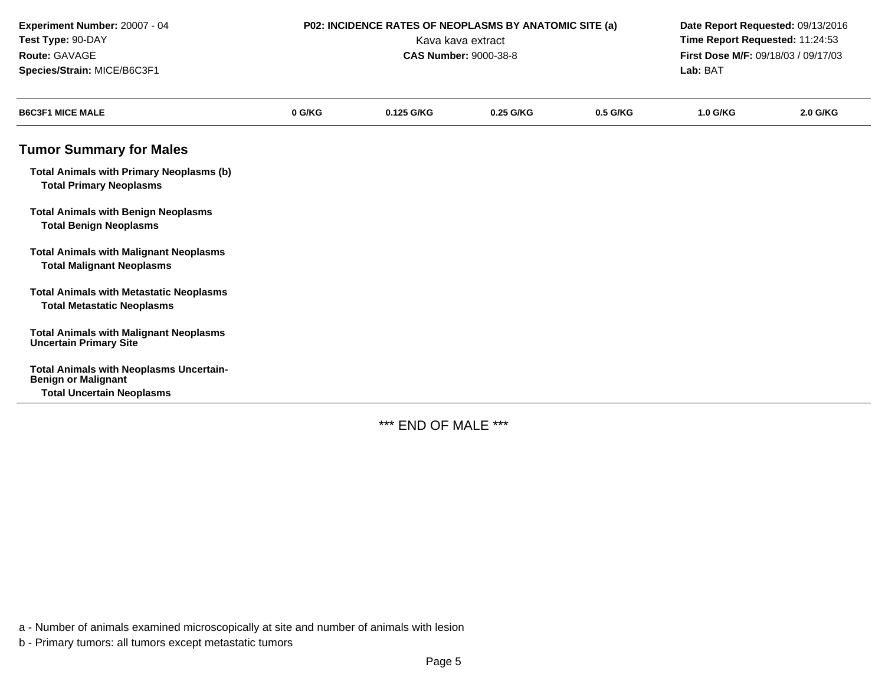**Experiment Number:** 20007 - 04
**Test Type:** 90-DAY
**Route:** GAVAGE
**Species/Strain:** MICE/B6C3F1

**P02: INCIDENCE RATES OF NEOPLASMS BY ANATOMIC SITE (a)**
Kava kava extract
**CAS Number:** 9000-38-8

**Date Report Requested:** 09/13/2016
**Time Report Requested:** 11:24:53
**First Dose M/F:** 09/18/03 / 09/17/03
**Lab:** BAT

| B6C3F1 MICE MALE | 0 G/KG | 0.125 G/KG | 0.25 G/KG | 0.5 G/KG | 1.0 G/KG | 2.0 G/KG |
|---|---|---|---|---|---|---|
| **Tumor Summary for Males** | | | | | | |
| **Total Animals with Primary Neoplasms (b)** | | | | | | |
| **Total Primary Neoplasms** | | | | | | |
| **Total Animals with Benign Neoplasms** | | | | | | |
| **Total Benign Neoplasms** | | | | | | |
| **Total Animals with Malignant Neoplasms** | | | | | | |
| **Total Malignant Neoplasms** | | | | | | |
| **Total Animals with Metastatic Neoplasms** | | | | | | |
| **Total Metastatic Neoplasms** | | | | | | |
| **Total Animals with Malignant Neoplasms Uncertain Primary Site** | | | | | | |
| **Total Animals with Neoplasms Uncertain-Benign or Malignant** | | | | | | |
| **Total Uncertain Neoplasms** | | | | | | |

*** END OF MALE ***

a - Number of animals examined microscopically at site and number of animals with lesion

b - Primary tumors: all tumors except metastatic tumors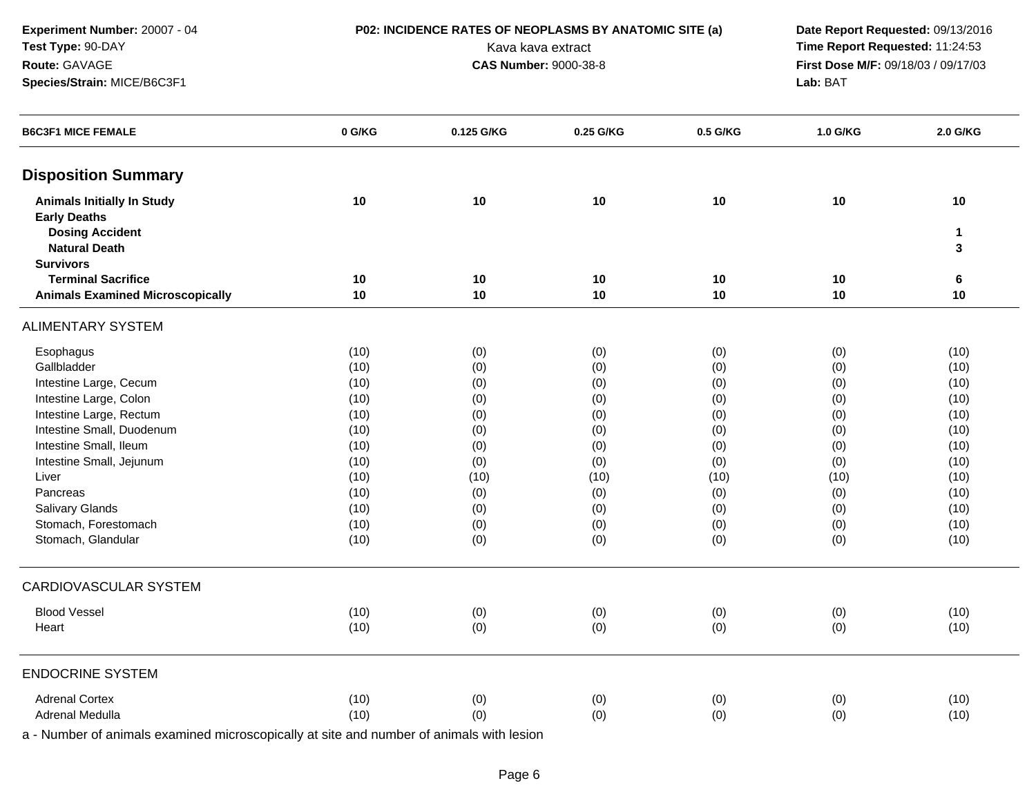**Experiment Number:** 20007 - 04
**Test Type:** 90-DAY
**Route:** GAVAGE
**Species/Strain:** MICE/B6C3F1

**P02: INCIDENCE RATES OF NEOPLASMS BY ANATOMIC SITE (a)**
Kava kava extract
**CAS Number:** 9000-38-8

**Date Report Requested:** 09/13/2016
**Time Report Requested:** 11:24:53
**First Dose M/F:** 09/18/03 / 09/17/03
**Lab:** BAT

| B6C3F1 MICE FEMALE | 0 G/KG | 0.125 G/KG | 0.25 G/KG | 0.5 G/KG | 1.0 G/KG | 2.0 G/KG |
|---|---|---|---|---|---|---|
| **Disposition Summary** | | | | | | |
| **Animals Initially In Study** | **10** | **10** | **10** | **10** | **10** | **10** |
| **Early Deaths** | | | | | | |
| **Dosing Accident** | | | | | | **1** |
| **Natural Death** | | | | | | **3** |
| **Survivors** | | | | | | |
| **Terminal Sacrifice** | **10** | **10** | **10** | **10** | **10** | **6** |
| **Animals Examined Microscopically** | **10** | **10** | **10** | **10** | **10** | **10** |
| ALIMENTARY SYSTEM | | | | | | |
| Esophagus | (10) | (0) | (0) | (0) | (0) | (10) |
| Gallbladder | (10) | (0) | (0) | (0) | (0) | (10) |
| Intestine Large, Cecum | (10) | (0) | (0) | (0) | (0) | (10) |
| Intestine Large, Colon | (10) | (0) | (0) | (0) | (0) | (10) |
| Intestine Large, Rectum | (10) | (0) | (0) | (0) | (0) | (10) |
| Intestine Small, Duodenum | (10) | (0) | (0) | (0) | (0) | (10) |
| Intestine Small, Ileum | (10) | (0) | (0) | (0) | (0) | (10) |
| Intestine Small, Jejunum | (10) | (0) | (0) | (0) | (0) | (10) |
| Liver | (10) | (10) | (10) | (10) | (10) | (10) |
| Pancreas | (10) | (0) | (0) | (0) | (0) | (10) |
| Salivary Glands | (10) | (0) | (0) | (0) | (0) | (10) |
| Stomach, Forestomach | (10) | (0) | (0) | (0) | (0) | (10) |
| Stomach, Glandular | (10) | (0) | (0) | (0) | (0) | (10) |
| CARDIOVASCULAR SYSTEM | | | | | | |
| Blood Vessel | (10) | (0) | (0) | (0) | (0) | (10) |
| Heart | (10) | (0) | (0) | (0) | (0) | (10) |
| ENDOCRINE SYSTEM | | | | | | |
| Adrenal Cortex | (10) | (0) | (0) | (0) | (0) | (10) |
| Adrenal Medulla | (10) | (0) | (0) | (0) | (0) | (10) |

a - Number of animals examined microscopically at site and number of animals with lesion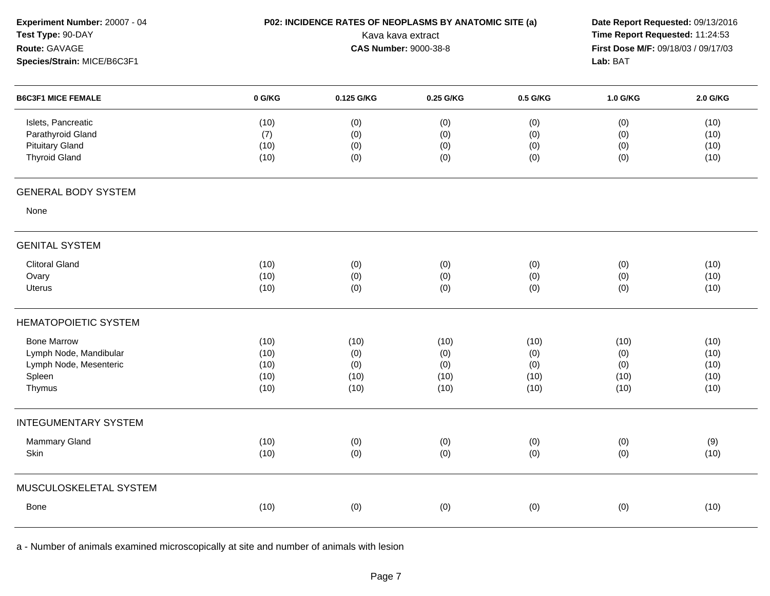**Experiment Number:** 20007 - 04
**Test Type:** 90-DAY
**Route:** GAVAGE
**Species/Strain:** MICE/B6C3F1

**P02: INCIDENCE RATES OF NEOPLASMS BY ANATOMIC SITE (a)**
Kava kava extract
**CAS Number:** 9000-38-8

**Date Report Requested:** 09/13/2016
**Time Report Requested:** 11:24:53
**First Dose M/F:** 09/18/03 / 09/17/03
**Lab:** BAT

| B6C3F1 MICE FEMALE | 0 G/KG | 0.125 G/KG | 0.25 G/KG | 0.5 G/KG | 1.0 G/KG | 2.0 G/KG |
|---|---|---|---|---|---|---|
| Islets, Pancreatic | (10) | (0) | (0) | (0) | (0) | (10) |
| Parathyroid Gland | (7) | (0) | (0) | (0) | (0) | (10) |
| Pituitary Gland | (10) | (0) | (0) | (0) | (0) | (10) |
| Thyroid Gland | (10) | (0) | (0) | (0) | (0) | (10) |
| **GENERAL BODY SYSTEM** | | | | | | |
| None | | | | | | |
| **GENITAL SYSTEM** | | | | | | |
| Clitoral Gland | (10) | (0) | (0) | (0) | (0) | (10) |
| Ovary | (10) | (0) | (0) | (0) | (0) | (10) |
| Uterus | (10) | (0) | (0) | (0) | (0) | (10) |
| **HEMATOPOIETIC SYSTEM** | | | | | | |
| Bone Marrow | (10) | (10) | (10) | (10) | (10) | (10) |
| Lymph Node, Mandibular | (10) | (0) | (0) | (0) | (0) | (10) |
| Lymph Node, Mesenteric | (10) | (0) | (0) | (0) | (0) | (10) |
| Spleen | (10) | (10) | (10) | (10) | (10) | (10) |
| Thymus | (10) | (10) | (10) | (10) | (10) | (10) |
| **INTEGUMENTARY SYSTEM** | | | | | | |
| Mammary Gland | (10) | (0) | (0) | (0) | (0) | (9) |
| Skin | (10) | (0) | (0) | (0) | (0) | (10) |
| **MUSCULOSKELETAL SYSTEM** | | | | | | |
| Bone | (10) | (0) | (0) | (0) | (0) | (10) |

a - Number of animals examined microscopically at site and number of animals with lesion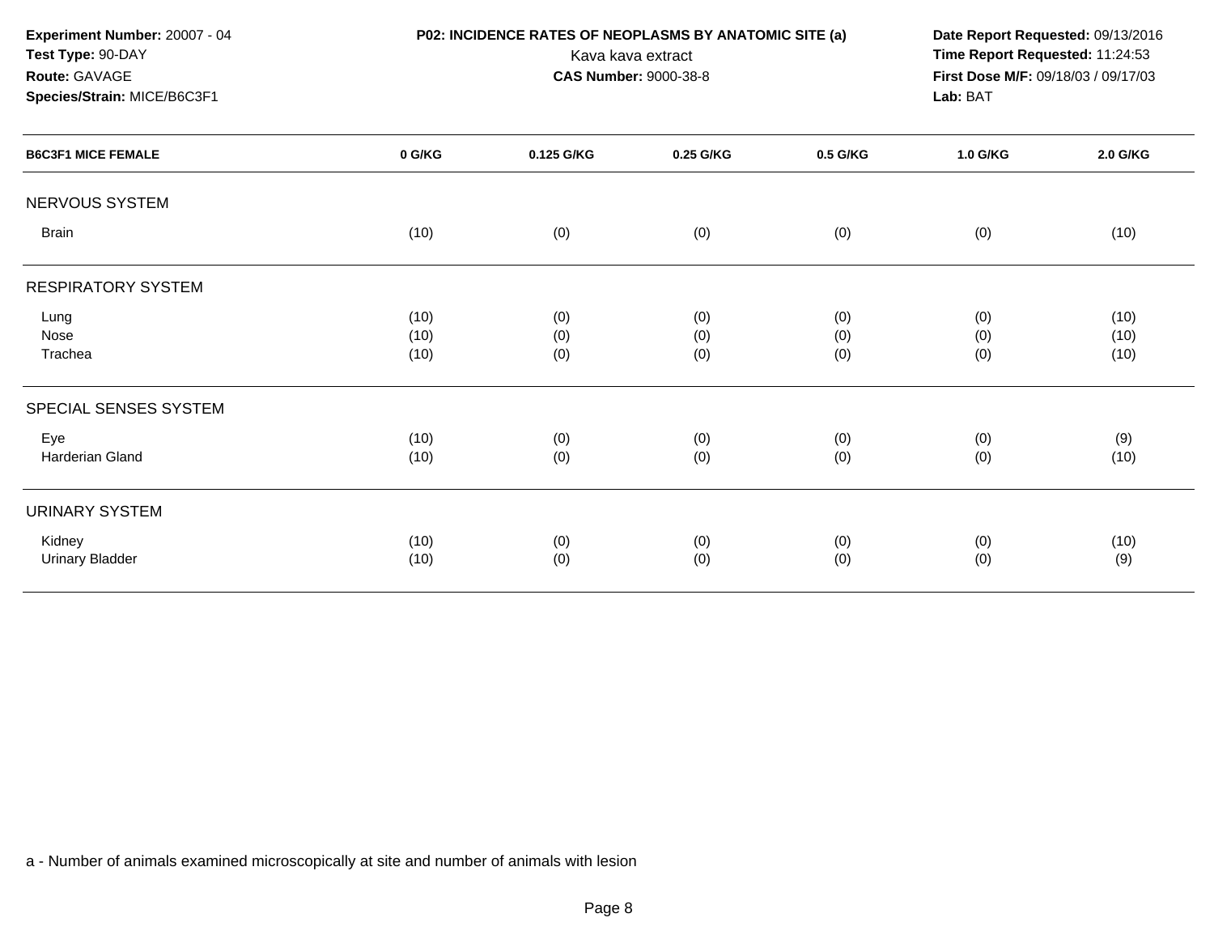**Experiment Number:** 20007 - 04
**Test Type:** 90-DAY
**Route:** GAVAGE
**Species/Strain:** MICE/B6C3F1

**P02: INCIDENCE RATES OF NEOPLASMS BY ANATOMIC SITE (a)**
Kava kava extract
**CAS Number:** 9000-38-8

**Date Report Requested:** 09/13/2016
**Time Report Requested:** 11:24:53
**First Dose M/F:** 09/18/03 / 09/17/03
**Lab:** BAT

| B6C3F1 MICE FEMALE | 0 G/KG | 0.125 G/KG | 0.25 G/KG | 0.5 G/KG | 1.0 G/KG | 2.0 G/KG |
|---|---|---|---|---|---|---|
| NERVOUS SYSTEM | | | | | | |
| Brain | (10) | (0) | (0) | (0) | (0) | (10) |
| RESPIRATORY SYSTEM | | | | | | |
| Lung | (10) | (0) | (0) | (0) | (0) | (10) |
| Nose | (10) | (0) | (0) | (0) | (0) | (10) |
| Trachea | (10) | (0) | (0) | (0) | (0) | (10) |
| SPECIAL SENSES SYSTEM | | | | | | |
| Eye | (10) | (0) | (0) | (0) | (0) | (9) |
| Harderian Gland | (10) | (0) | (0) | (0) | (0) | (10) |
| URINARY SYSTEM | | | | | | |
| Kidney | (10) | (0) | (0) | (0) | (0) | (10) |
| Urinary Bladder | (10) | (0) | (0) | (0) | (0) | (9) |

a - Number of animals examined microscopically at site and number of animals with lesion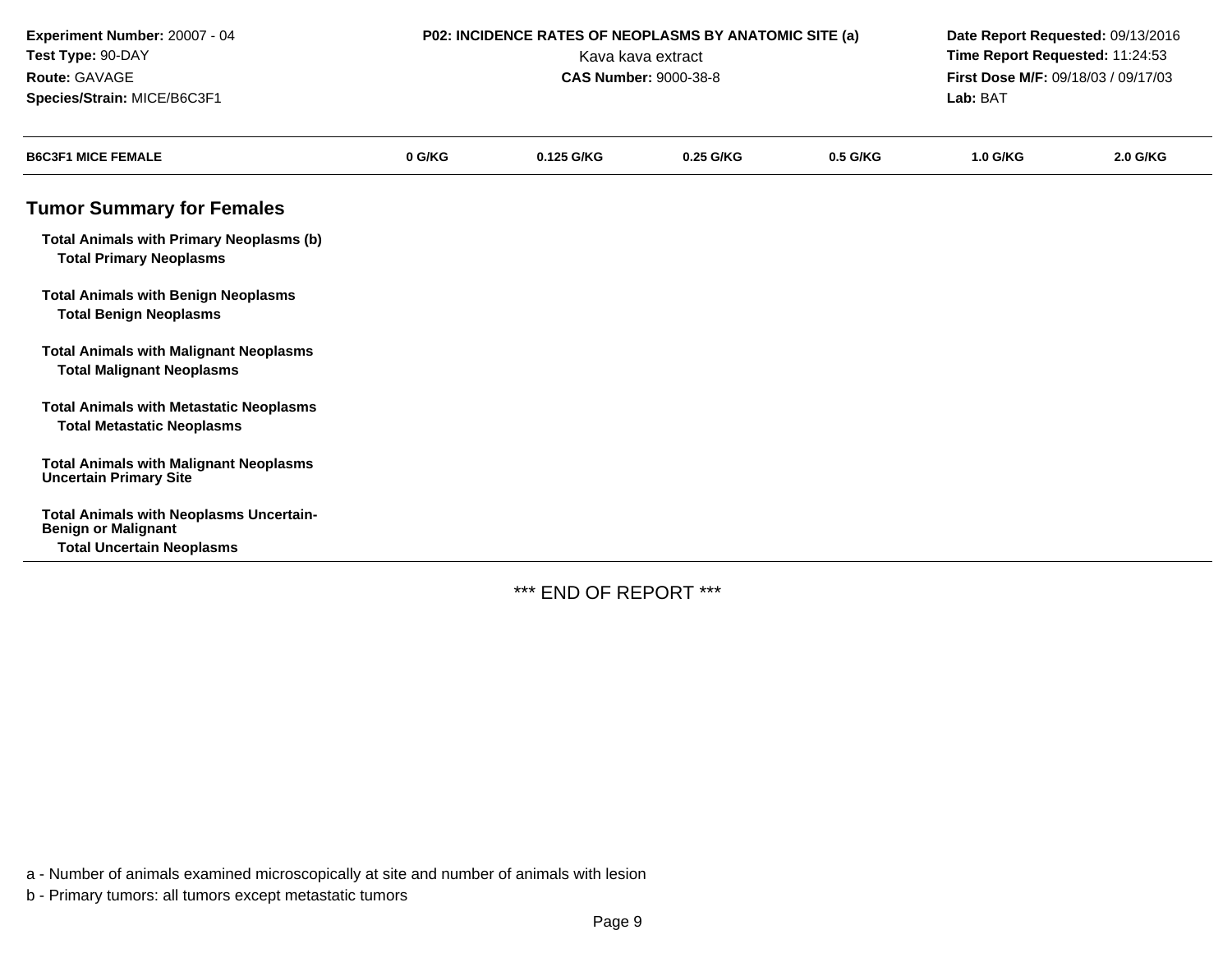**Experiment Number:** 20007 - 04
**Test Type:** 90-DAY
**Route:** GAVAGE
**Species/Strain:** MICE/B6C3F1

**P02: INCIDENCE RATES OF NEOPLASMS BY ANATOMIC SITE (a)**
Kava kava extract
**CAS Number:** 9000-38-8

**Date Report Requested:** 09/13/2016
**Time Report Requested:** 11:24:53
**First Dose M/F:** 09/18/03 / 09/17/03
**Lab:** BAT

| B6C3F1 MICE FEMALE | 0 G/KG | 0.125 G/KG | 0.25 G/KG | 0.5 G/KG | 1.0 G/KG | 2.0 G/KG |
|---|---|---|---|---|---|---|
| **Tumor Summary for Females** | | | | | | |
| **Total Animals with Primary Neoplasms (b)** | | | | | | |
| **Total Primary Neoplasms** | | | | | | |
| **Total Animals with Benign Neoplasms** | | | | | | |
| **Total Benign Neoplasms** | | | | | | |
| **Total Animals with Malignant Neoplasms** | | | | | | |
| **Total Malignant Neoplasms** | | | | | | |
| **Total Animals with Metastatic Neoplasms** | | | | | | |
| **Total Metastatic Neoplasms** | | | | | | |
| **Total Animals with Malignant Neoplasms Uncertain Primary Site** | | | | | | |
| **Total Animals with Neoplasms Uncertain-Benign or Malignant** | | | | | | |
| **Total Uncertain Neoplasms** | | | | | | |

\*\*\* END OF REPORT \*\*\*

a - Number of animals examined microscopically at site and number of animals with lesion

b - Primary tumors: all tumors except metastatic tumors